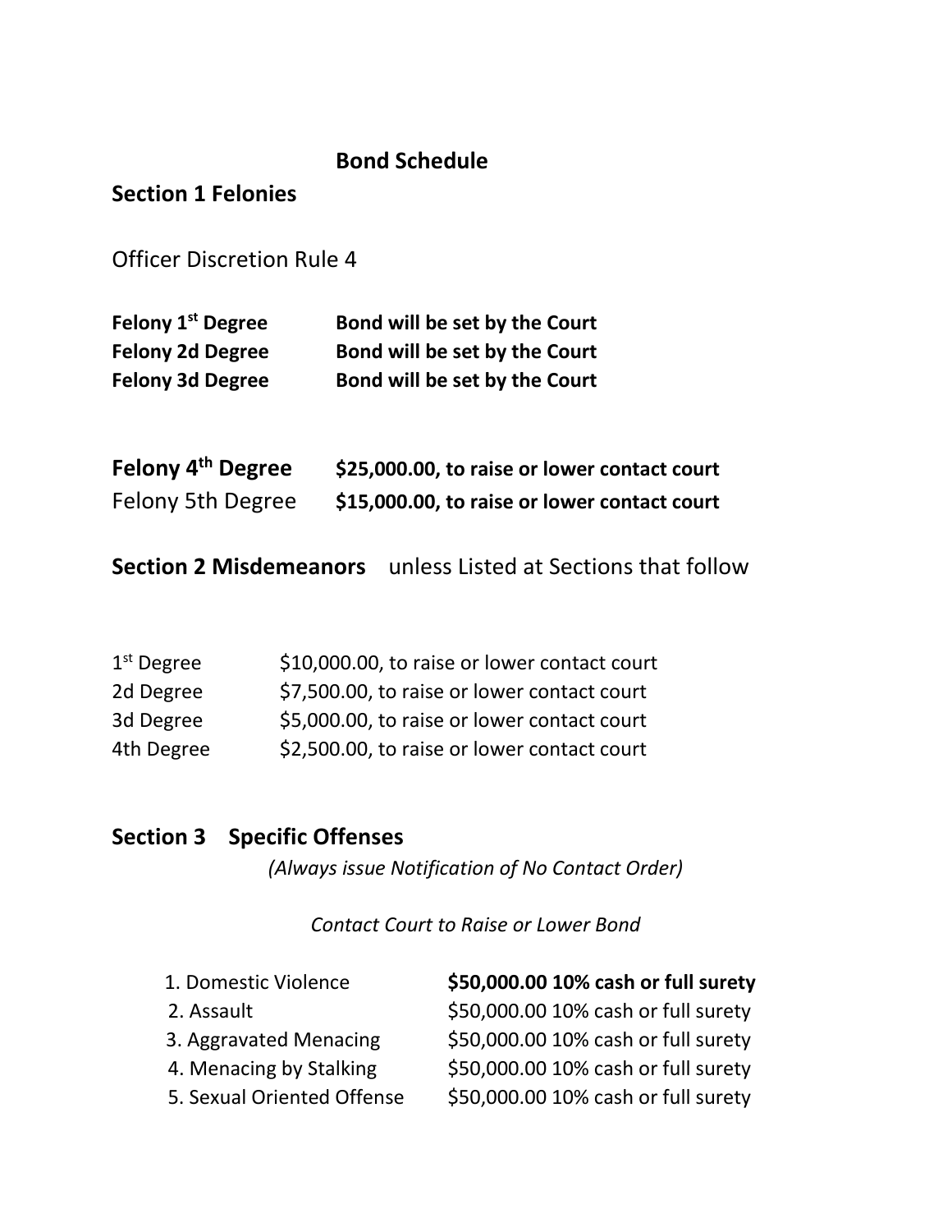# Bond Schedule

## Section 1 Felonies

Officer Discretion Rule 4

| | |
|---|---|
| **Felony 1st Degree** | **Bond will be set by the Court** |
| **Felony 2d Degree** | **Bond will be set by the Court** |
| **Felony 3d Degree** | **Bond will be set by the Court** |
| **Felony 4th Degree** | **$25,000.00, to raise or lower contact court** |
| Felony 5th Degree | **$15,000.00, to raise or lower contact court** |

## Section 2 Misdemeanors unless Listed at Sections that follow

| | |
|---|---|
| 1st Degree | $10,000.00, to raise or lower contact court |
| 2d Degree | $7,500.00, to raise or lower contact court |
| 3d Degree | $5,000.00, to raise or lower contact court |
| 4th Degree | $2,500.00, to raise or lower contact court |

## Section 3 Specific Offenses

*(Always issue Notification of No Contact Order)*

*Contact Court to Raise or Lower Bond*

| | |
|---|---|
| 1. Domestic Violence | **$50,000.00 10% cash or full surety** |
| 2. Assault | $50,000.00 10% cash or full surety |
| 3. Aggravated Menacing | $50,000.00 10% cash or full surety |
| 4. Menacing by Stalking | $50,000.00 10% cash or full surety |
| 5. Sexual Oriented Offense | $50,000.00 10% cash or full surety |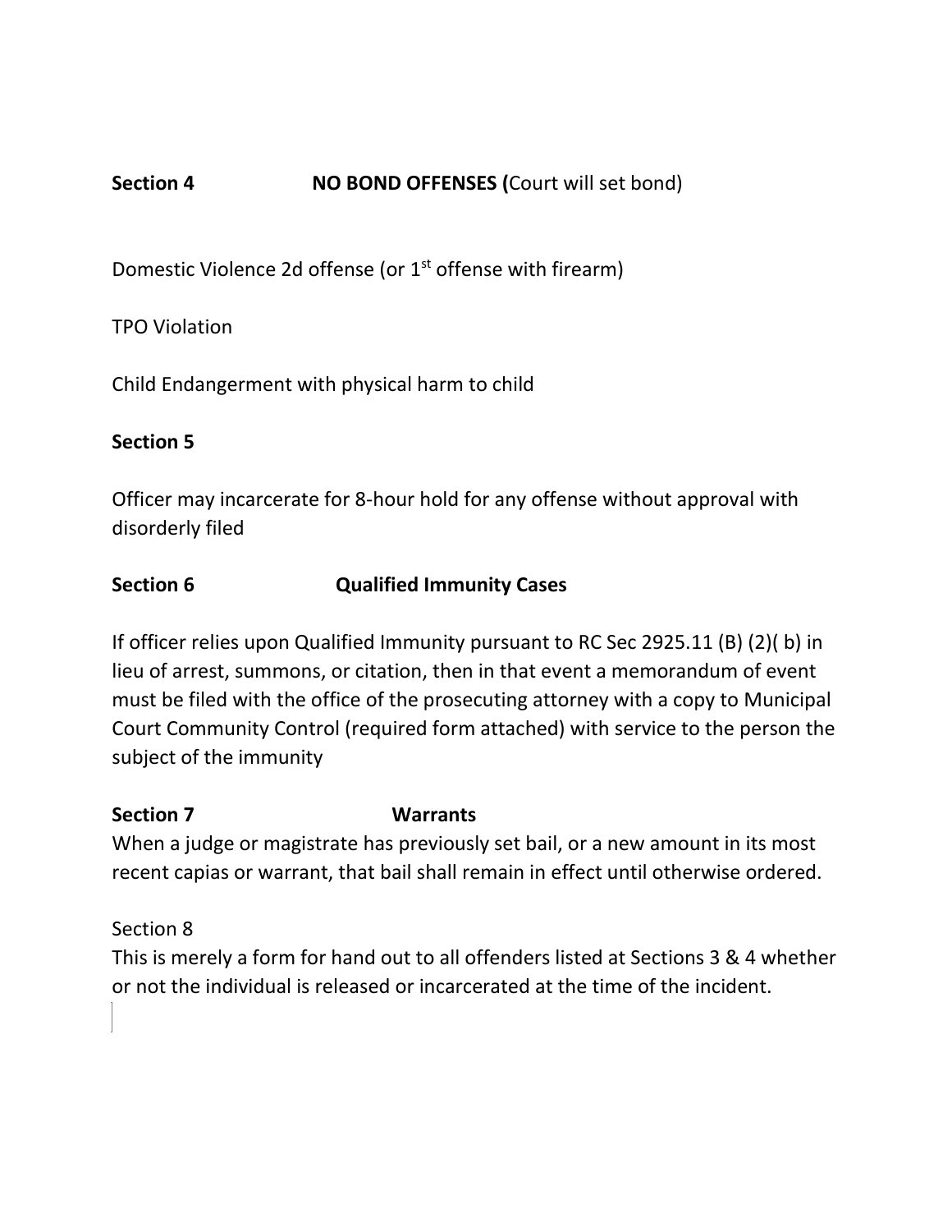**Section 4 NO BOND OFFENSES (**Court will set bond)

Domestic Violence 2d offense (or 1st offense with firearm)

TPO Violation

Child Endangerment with physical harm to child

**Section 5**

Officer may incarcerate for 8-hour hold for any offense without approval with disorderly filed

**Section 6 Qualified Immunity Cases**

If officer relies upon Qualified Immunity pursuant to RC Sec 2925.11 (B) (2)( b) in lieu of arrest, summons, or citation, then in that event a memorandum of event must be filed with the office of the prosecuting attorney with a copy to Municipal Court Community Control (required form attached) with service to the person the subject of the immunity

**Section 7 Warrants**

When a judge or magistrate has previously set bail, or a new amount in its most recent capias or warrant, that bail shall remain in effect until otherwise ordered.

Section 8

This is merely a form for hand out to all offenders listed at Sections 3 & 4 whether or not the individual is released or incarcerated at the time of the incident.